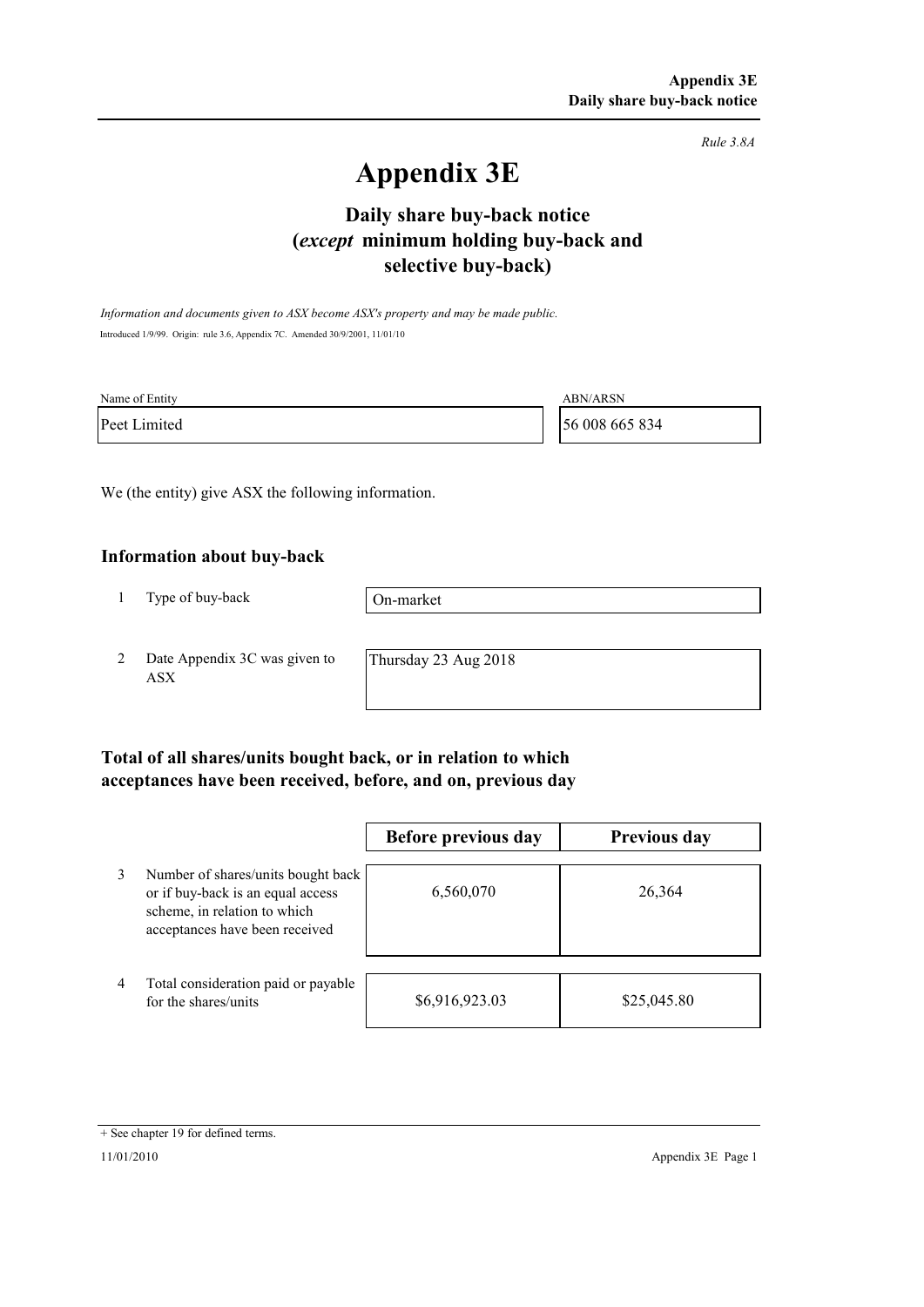*Rule 3.8A*

# Appendix 3E

## Daily share buy-back notice (*except* minimum holding buy-back and selective buy-back)

*Information and documents given to ASX become ASX's property and may be made public.*

Introduced 1/9/99. Origin: rule 3.6, Appendix 7C. Amended 30/9/2001, 11/01/10

| Name of Entity | ABN/ARSN |
|---|---|
| Peet Limited | 56 008 665 834 |

We (the entity) give ASX the following information.

### Information about buy-back

| | | |
|---|---|---|
| 1 | Type of buy-back | On-market |
| 2 | Date Appendix 3C was given to ASX | Thursday 23 Aug 2018 |

### Total of all shares/units bought back, or in relation to which acceptances have been received, before, and on, previous day

| | | Before previous day | Previous day |
|---|---|---|---|
| 3 | Number of shares/units bought back or if buy-back is an equal access scheme, in relation to which acceptances have been received | 6,560,070 | 26,364 |
| 4 | Total consideration paid or payable for the shares/units | $6,916,923.03 | $25,045.80 |

+ See chapter 19 for defined terms.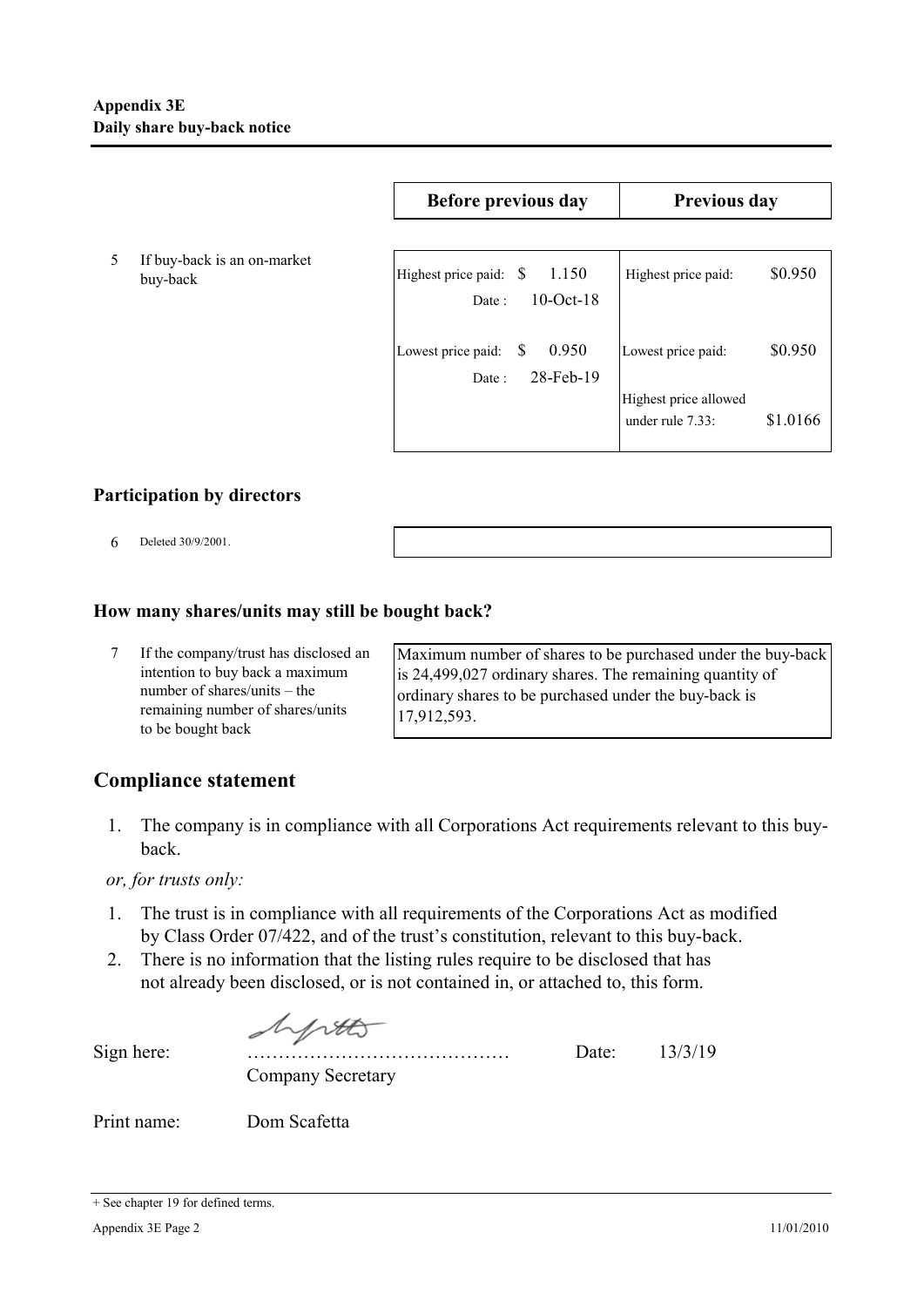**Appendix 3E**
**Daily share buy-back notice**

| | Before previous day | Previous day |
|---|---|---|
| 5 If buy-back is an on-market buy-back | Highest price paid: $ 1.150<br>Date : 10-Oct-18<br><br>Lowest price paid: $ 0.950<br>Date : 28-Feb-19 | Highest price paid: $0.950<br><br>Lowest price paid: $0.950<br><br>Highest price allowed under rule 7.33: $1.0166 |

## Participation by directors

| | |
|---|---|
| 6 Deleted 30/9/2001. | |

## How many shares/units may still be bought back?

| | |
|---|---|
| 7 If the company/trust has disclosed an intention to buy back a maximum number of shares/units – the remaining number of shares/units to be bought back | Maximum number of shares to be purchased under the buy-back is 24,499,027 ordinary shares. The remaining quantity of ordinary shares to be purchased under the buy-back is 17,912,593. |

## Compliance statement

1. The company is in compliance with all Corporations Act requirements relevant to this buy-back.

*or, for trusts only:*

1. The trust is in compliance with all requirements of the Corporations Act as modified by Class Order 07/422, and of the trust's constitution, relevant to this buy-back.
2. There is no information that the listing rules require to be disclosed that has not already been disclosed, or is not contained in, or attached to, this form.

Sign here: ……………………………………  Date: 13/3/19
Company Secretary

Print name: Dom Scafetta

+ See chapter 19 for defined terms.